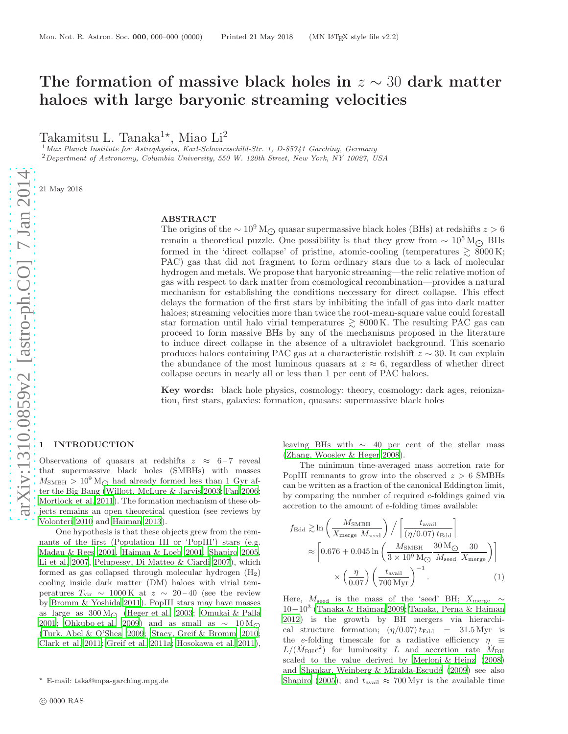…

# The formation of massive black holes in $z \sim 30$ dark matter haloes with large baryonic streaming velocities

Takamitsu L. Tanaka[1⋆], Miao Li[2]

[1] *Max Planck Institute for Astrophysics, Karl-Schwarzschild-Str. 1, D-85741 Garching, Germany*
[2] *Department of Astronomy, Columbia University, 550 W. 120th Street, New York, NY 10027, USA*

21 May 2018

## ABSTRACT

The origins of the $\sim 10^9\,\mathrm{M}_\odot$ quasar supermassive black holes (BHs) at redshifts $z > 6$ remain a theoretical puzzle. One possibility is that they grew from $\sim 10^5\,\mathrm{M}_\odot$ BHs formed in the 'direct collapse' of pristine, atomic-cooling (temperatures $\gtrsim 8000\,\mathrm{K}$; PAC) gas that did not fragment to form ordinary stars due to a lack of molecular hydrogen and metals. We propose that baryonic streaming—the relic relative motion of gas with respect to dark matter from cosmological recombination—provides a natural mechanism for establishing the conditions necessary for direct collapse. This effect delays the formation of the first stars by inhibiting the infall of gas into dark matter haloes; streaming velocities more than twice the root-mean-square value could forestall star formation until halo virial temperatures $\gtrsim 8000\,\mathrm{K}$. The resulting PAC gas can proceed to form massive BHs by any of the mechanisms proposed in the literature to induce direct collapse in the absence of a ultraviolet background. This scenario produces haloes containing PAC gas at a characteristic redshift $z \sim 30$. It can explain the abundance of the most luminous quasars at $z \approx 6$, regardless of whether direct collapse occurs in nearly all or less than 1 per cent of PAC haloes.

**Key words:** black hole physics, cosmology: theory, cosmology: dark ages, reionization, first stars, galaxies: formation, quasars: supermassive black holes

## 1 INTRODUCTION

Observations of quasars at redshifts $z \approx 6-7$ reveal that supermassive black holes (SMBHs) with masses $M_{\rm SMBH} > 10^9\,\mathrm{M}_\odot$ had already formed less than 1 Gyr after the Big Bang (Willott, McLure & Jarvis 2003; Fan 2006; Mortlock et al. 2011). The formation mechanism of these objects remains an open theoretical question (see reviews by Volonteri 2010 and Haiman 2013).

One hypothesis is that these objects grew from the remnants of the first (Population III or 'PopIII') stars (e.g. Madau & Rees 2001, Haiman & Loeb 2001, Shapiro 2005, Li et al. 2007, Pelupessy, Di Matteo & Ciardi 2007), which formed as gas collapsed through molecular hydrogen ($\mathrm{H}_2$) cooling inside dark matter (DM) haloes with virial temperatures $T_{\rm vir} \sim 1000\,\mathrm{K}$ at $z \sim 20-40$ (see the review by Bromm & Yoshida 2011). PopIII stars may have masses as large as $300\,\mathrm{M}_\odot$ (Heger et al. 2003; Omukai & Palla 2001; Ohkubo et al. 2009) and as small as $\sim 10\,\mathrm{M}_\odot$ (Turk, Abel & O'Shea 2009; Stacy, Greif & Bromm 2010; Clark et al. 2011; Greif et al. 2011a; Hosokawa et al. 2011), leaving BHs with $\sim 40$ per cent of the stellar mass (Zhang, Woosley & Heger 2008).

The minimum time-averaged mass accretion rate for PopIII remnants to grow into the observed $z > 6$ SMBHs can be written as a fraction of the canonical Eddington limit, by comparing the number of required $e$-foldings gained via accretion to the amount of $e$-folding times available:

$$
\begin{aligned}
f_{\rm Edd} &\gtrsim \ln\left(\frac{M_{\rm SMBH}}{X_{\rm merge}\,M_{\rm seed}}\right) \Big/ \left[\frac{t_{\rm avail}}{(\eta/0.07)\,t_{\rm Edd}}\right] \\
&\approx \left[0.676 + 0.045 \ln\left(\frac{M_{\rm SMBH}}{3\times 10^9\,\mathrm{M}_\odot}\frac{30\,\mathrm{M}_\odot}{M_{\rm seed}}\frac{30}{X_{\rm merge}}\right)\right] \\
&\qquad \times \left(\frac{\eta}{0.07}\right)\left(\frac{t_{\rm avail}}{700\,\mathrm{Myr}}\right)^{-1}. \qquad (1)
\end{aligned}
$$

Here, $M_{\rm seed}$ is the mass of the 'seed' BH; $X_{\rm merge} \sim 10-10^3$ (Tanaka & Haiman 2009; Tanaka, Perna & Haiman 2012) is the growth by BH mergers via hierarchical structure formation; $(\eta/0.07)\,t_{\rm Edd} = 31.5\,\mathrm{Myr}$ is the $e$-folding timescale for a radiative efficiency $\eta \equiv L/(\dot{M}_{\rm BH}c^2)$ for luminosity $L$ and accretion rate $\dot{M}_{\rm BH}$ scaled to the value derived by Merloni & Heinz (2008) and Shankar, Weinberg & Miralda-Escudé (2009) see also Shapiro (2005); and $t_{\rm avail} \approx 700\,\mathrm{Myr}$ is the available time

---

⋆ E-mail: taka@mpa-garching.mpg.de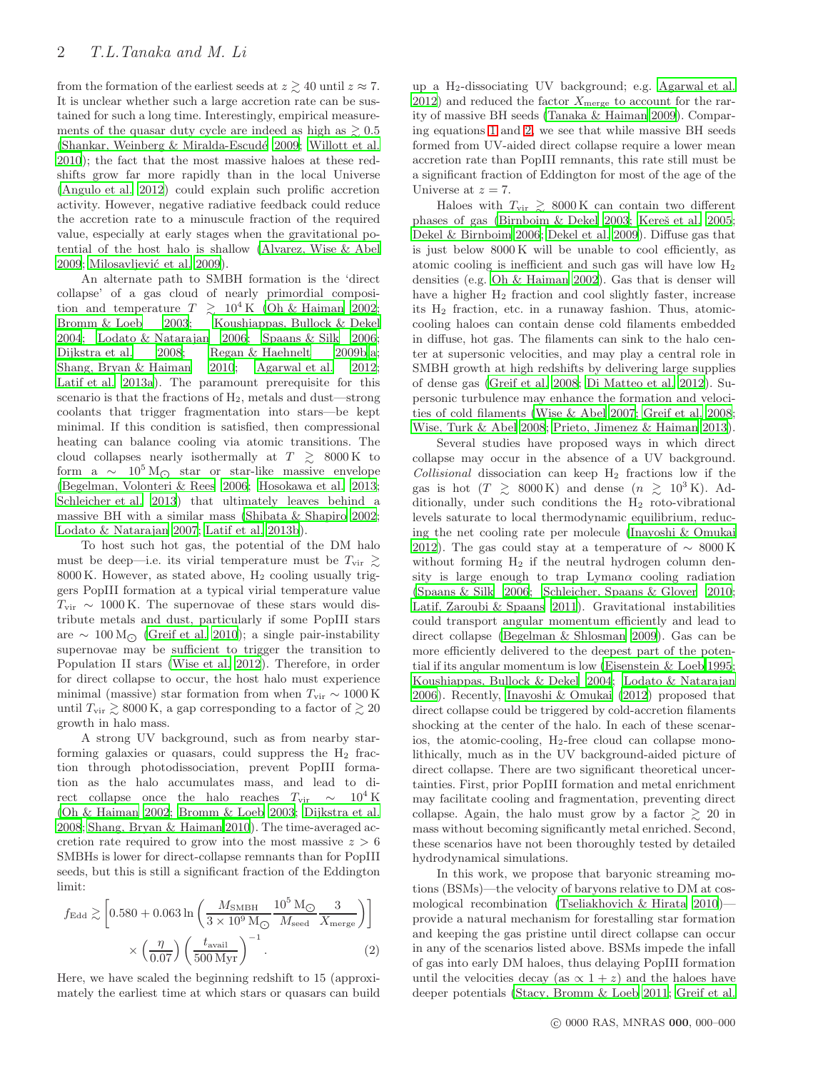from the formation of the earliest seeds at $z \gtrsim 40$ until $z \approx 7$. It is unclear whether such a large accretion rate can be sustained for such a long time. Interestingly, empirical measurements of the quasar duty cycle are indeed as high as $\gtrsim 0.5$ (Shankar, Weinberg & Miralda-Escudé 2009; Willott et al. 2010); the fact that the most massive haloes at these redshifts grow far more rapidly than in the local Universe (Angulo et al. 2012) could explain such prolific accretion activity. However, negative radiative feedback could reduce the accretion rate to a minuscule fraction of the required value, especially at early stages when the gravitational potential of the host halo is shallow (Alvarez, Wise & Abel 2009; Milosavljević et al. 2009).

An alternate path to SMBH formation is the 'direct collapse' of a gas cloud of nearly primordial composition and temperature $T \gtrsim 10^4\,\mathrm{K}$ (Oh & Haiman 2002; Bromm & Loeb 2003; Koushiappas, Bullock & Dekel 2004; Lodato & Natarajan 2006; Spaans & Silk 2006; Dijkstra et al. 2008; Regan & Haehnelt 2009b,a; Shang, Bryan & Haiman 2010; Agarwal et al. 2012; Latif et al. 2013a). The paramount prerequisite for this scenario is that the fractions of $H_2$, metals and dust—strong coolants that trigger fragmentation into stars—be kept minimal. If this condition is satisfied, then compressional heating can balance cooling via atomic transitions. The cloud collapses nearly isothermally at $T \gtrsim 8000\,\mathrm{K}$ to form a $\sim 10^5\,\mathrm{M}_\odot$ star or star-like massive envelope (Begelman, Volonteri & Rees 2006; Hosokawa et al. 2013; Schleicher et al. 2013) that ultimately leaves behind a massive BH with a similar mass (Shibata & Shapiro 2002; Lodato & Natarajan 2007; Latif et al. 2013b).

To host such hot gas, the potential of the DM halo must be deep—i.e. its virial temperature must be $T_{\rm vir} \gtrsim 8000\,\mathrm{K}$. However, as stated above, $H_2$ cooling usually triggers PopIII formation at a typical virial temperature value $T_{\rm vir} \sim 1000\,\mathrm{K}$. The supernovae of these stars would distribute metals and dust, particularly if some PopIII stars are $\sim 100\,\mathrm{M}_\odot$ (Greif et al. 2010); a single pair-instability supernovae may be sufficient to trigger the transition to Population II stars (Wise et al. 2012). Therefore, in order for direct collapse to occur, the host halo must experience minimal (massive) star formation from when $T_{\rm vir} \sim 1000\,\mathrm{K}$ until $T_{\rm vir} \gtrsim 8000\,\mathrm{K}$, a gap corresponding to a factor of $\gtrsim 20$ growth in halo mass.

A strong UV background, such as from nearby star-forming galaxies or quasars, could suppress the $H_2$ fraction through photodissociation, prevent PopIII formation as the halo accumulates mass, and lead to direct collapse once the halo reaches $T_{\rm vir} \sim 10^4\,\mathrm{K}$ (Oh & Haiman 2002; Bromm & Loeb 2003; Dijkstra et al. 2008; Shang, Bryan & Haiman 2010). The time-averaged accretion rate required to grow into the most massive $z > 6$ SMBHs is lower for direct-collapse remnants than for PopIII seeds, but this is still a significant fraction of the Eddington limit:

$$f_{\rm Edd} \gtrsim \left[0.580 + 0.063 \ln\left(\frac{M_{\rm SMBH}}{3\times10^9\,\mathrm{M}_\odot}\,\frac{10^5\,\mathrm{M}_\odot}{M_{\rm seed}}\,\frac{3}{X_{\rm merge}}\right)\right] \times \left(\frac{\eta}{0.07}\right)\left(\frac{t_{\rm avail}}{500\,\mathrm{Myr}}\right)^{-1}. \quad (2)$$

Here, we have scaled the beginning redshift to 15 (approximately the earliest time at which stars or quasars can build up a $H_2$-dissociating UV background; e.g. Agarwal et al. 2012) and reduced the factor $X_{\rm merge}$ to account for the rarity of massive BH seeds (Tanaka & Haiman 2009). Comparing equations 1 and 2, we see that while massive BH seeds formed from UV-aided direct collapse require a lower mean accretion rate than PopIII remnants, this rate still must be a significant fraction of Eddington for most of the age of the Universe at $z = 7$.

Haloes with $T_{\rm vir} \gtrsim 8000\,\mathrm{K}$ can contain two different phases of gas (Birnboim & Dekel 2003; Kereš et al. 2005; Dekel & Birnboim 2006; Dekel et al. 2009). Diffuse gas that is just below 8000 K will be unable to cool efficiently, as atomic cooling is inefficient and such gas will have low $H_2$ densities (e.g. Oh & Haiman 2002). Gas that is denser will have a higher $H_2$ fraction and cool slightly faster, increase its $H_2$ fraction, etc. in a runaway fashion. Thus, atomic-cooling haloes can contain dense cold filaments embedded in diffuse, hot gas. The filaments can sink to the halo center at supersonic velocities, and may play a central role in SMBH growth at high redshifts by delivering large supplies of dense gas (Greif et al. 2008; Di Matteo et al. 2012). Supersonic turbulence may enhance the formation and velocities of cold filaments (Wise & Abel 2007; Greif et al. 2008; Wise, Turk & Abel 2008; Prieto, Jimenez & Haiman 2013).

Several studies have proposed ways in which direct collapse may occur in the absence of a UV background. *Collisional* dissociation can keep $H_2$ fractions low if the gas is hot ($T \gtrsim 8000\,\mathrm{K}$) and dense ($n \gtrsim 10^3\,\mathrm{K}$). Additionally, under such conditions the $H_2$ roto-vibrational levels saturate to local thermodynamic equilibrium, reducing the net cooling rate per molecule (Inayoshi & Omukai 2012). The gas could stay at a temperature of $\sim 8000\,\mathrm{K}$ without forming $H_2$ if the neutral hydrogen column density is large enough to trap Lyman$\alpha$ cooling radiation (Spaans & Silk 2006; Schleicher, Spaans & Glover 2010; Latif, Zaroubi & Spaans 2011). Gravitational instabilities could transport angular momentum efficiently and lead to direct collapse (Begelman & Shlosman 2009). Gas can be more efficiently delivered to the deepest part of the potential if its angular momentum is low (Eisenstein & Loeb 1995; Koushiappas, Bullock & Dekel 2004; Lodato & Natarajan 2006). Recently, Inayoshi & Omukai (2012) proposed that direct collapse could be triggered by cold-accretion filaments shocking at the center of the halo. In each of these scenarios, the atomic-cooling, $H_2$-free cloud can collapse monolithically, much as in the UV background-aided picture of direct collapse. There are two significant theoretical uncertainties. First, prior PopIII formation and metal enrichment may facilitate cooling and fragmentation, preventing direct collapse. Again, the halo must grow by a factor $\gtrsim 20$ in mass without becoming significantly metal enriched. Second, these scenarios have not been thoroughly tested by detailed hydrodynamical simulations.

In this work, we propose that baryonic streaming motions (BSMs)—the velocity of baryons relative to DM at cosmological recombination (Tseliakhovich & Hirata 2010)—provide a natural mechanism for forestalling star formation and keeping the gas pristine until direct collapse can occur in any of the scenarios listed above. BSMs impede the infall of gas into early DM haloes, thus delaying PopIII formation until the velocities decay (as $\propto 1 + z$) and the haloes have deeper potentials (Stacy, Bromm & Loeb 2011; Greif et al.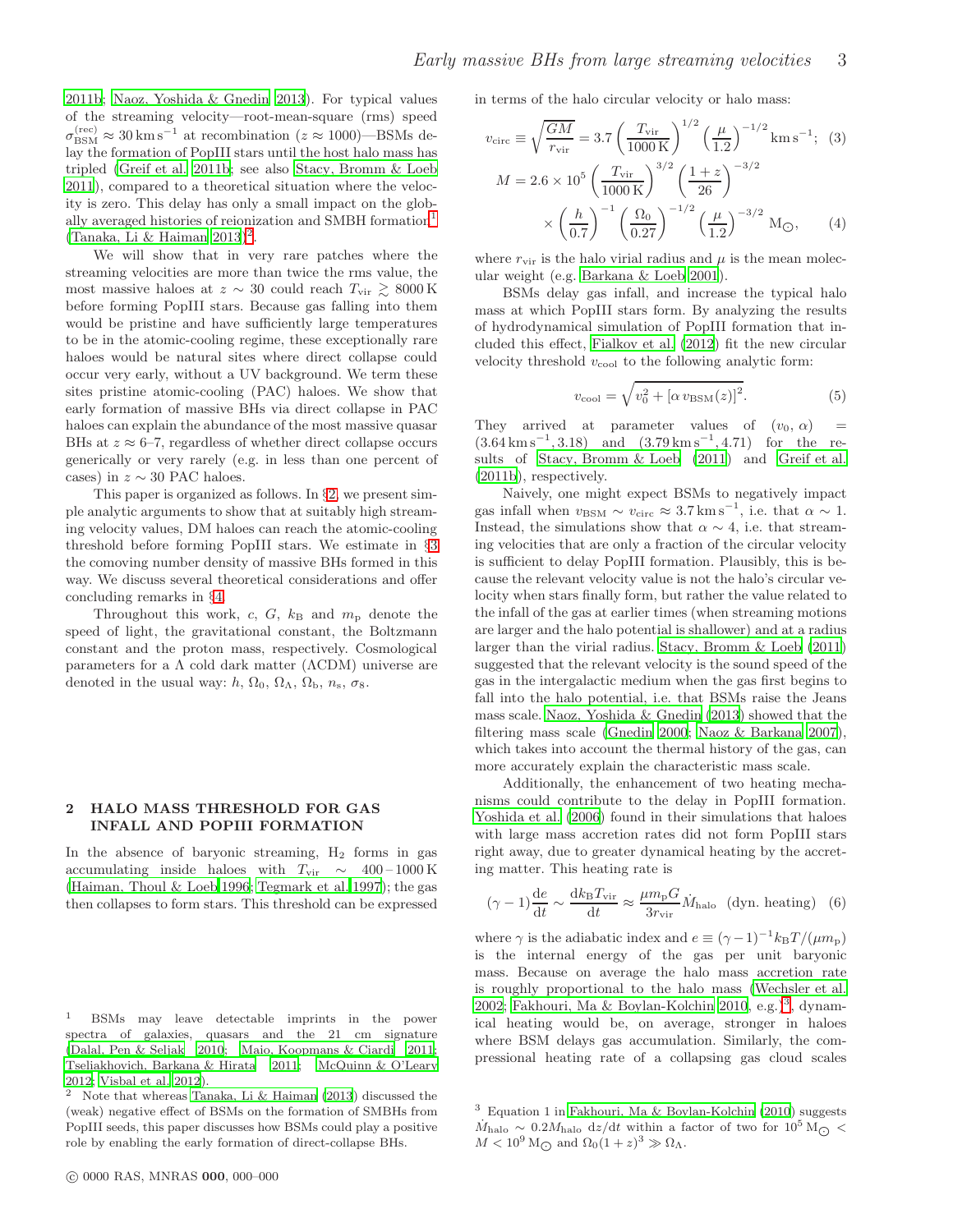2011b; Naoz, Yoshida & Gnedin 2013). For typical values of the streaming velocity—root-mean-square (rms) speed $\sigma_{\rm BSM}^{\rm (rec)} \approx 30\,{\rm km\,s^{-1}}$ at recombination ($z \approx 1000$)—BSMs delay the formation of PopIII stars until the host halo mass has tripled (Greif et al. 2011b; see also Stacy, Bromm & Loeb 2011), compared to a theoretical situation where the velocity is zero. This delay has only a small impact on the globally averaged histories of reionization and SMBH formation[1] (Tanaka, Li & Haiman 2013)[2].

We will show that in very rare patches where the streaming velocities are more than twice the rms value, the most massive haloes at $z \sim 30$ could reach $T_{\rm vir} \gtrsim 8000\,{\rm K}$ before forming PopIII stars. Because gas falling into them would be pristine and have sufficiently large temperatures to be in the atomic-cooling regime, these exceptionally rare haloes would be natural sites where direct collapse could occur very early, without a UV background. We term these sites pristine atomic-cooling (PAC) haloes. We show that early formation of massive BHs via direct collapse in PAC haloes can explain the abundance of the most massive quasar BHs at $z \approx 6$–7, regardless of whether direct collapse occurs generically or very rarely (e.g. in less than one percent of cases) in $z \sim 30$ PAC haloes.

This paper is organized as follows. In §2, we present simple analytic arguments to show that at suitably high streaming velocity values, DM haloes can reach the atomic-cooling threshold before forming PopIII stars. We estimate in §3 the comoving number density of massive BHs formed in this way. We discuss several theoretical considerations and offer concluding remarks in §4.

Throughout this work, $c$, $G$, $k_{\rm B}$ and $m_{\rm p}$ denote the speed of light, the gravitational constant, the Boltzmann constant and the proton mass, respectively. Cosmological parameters for a $\Lambda$ cold dark matter ($\Lambda$CDM) universe are denoted in the usual way: $h$, $\Omega_0$, $\Omega_\Lambda$, $\Omega_{\rm b}$, $n_{\rm s}$, $\sigma_8$.

## 2 HALO MASS THRESHOLD FOR GAS INFALL AND POPIII FORMATION

In the absence of baryonic streaming, $H_2$ forms in gas accumulating inside haloes with $T_{\rm vir} \sim 400-1000\,{\rm K}$ (Haiman, Thoul & Loeb 1996; Tegmark et al. 1997); the gas then collapses to form stars. This threshold can be expressed in terms of the halo circular velocity or halo mass:

$$v_{\rm circ} \equiv \sqrt{\frac{GM}{r_{\rm vir}}} = 3.7 \left(\frac{T_{\rm vir}}{1000\,{\rm K}}\right)^{1/2} \left(\frac{\mu}{1.2}\right)^{-1/2} {\rm km\,s^{-1}}; \quad (3)$$

$$M = 2.6 \times 10^5 \left(\frac{T_{\rm vir}}{1000\,{\rm K}}\right)^{3/2} \left(\frac{1+z}{26}\right)^{-3/2} \times \left(\frac{h}{0.7}\right)^{-1} \left(\frac{\Omega_0}{0.27}\right)^{-1/2} \left(\frac{\mu}{1.2}\right)^{-3/2} {\rm M_\odot}, \quad (4)$$

where $r_{\rm vir}$ is the halo virial radius and $\mu$ is the mean molecular weight (e.g. Barkana & Loeb 2001).

BSMs delay gas infall, and increase the typical halo mass at which PopIII stars form. By analyzing the results of hydrodynamical simulation of PopIII formation that included this effect, Fialkov et al. (2012) fit the new circular velocity threshold $v_{\rm cool}$ to the following analytic form:

$$v_{\rm cool} = \sqrt{v_0^2 + [\alpha\, v_{\rm BSM}(z)]^2}. \quad (5)$$

They arrived at parameter values of $(v_0, \alpha) = (3.64\,{\rm km\,s^{-1}}, 3.18)$ and $(3.79\,{\rm km\,s^{-1}}, 4.71)$ for the results of Stacy, Bromm & Loeb (2011) and Greif et al. (2011b), respectively.

Naively, one might expect BSMs to negatively impact gas infall when $v_{\rm BSM} \sim v_{\rm circ} \approx 3.7\,{\rm km\,s^{-1}}$, i.e. that $\alpha \sim 1$. Instead, the simulations show that $\alpha \sim 4$, i.e. that streaming velocities that are only a fraction of the circular velocity is sufficient to delay PopIII formation. Plausibly, this is because the relevant velocity value is not the halo's circular velocity when stars finally form, but rather the value related to the infall of the gas at earlier times (when streaming motions are larger and the halo potential is shallower) and at a radius larger than the virial radius. Stacy, Bromm & Loeb (2011) suggested that the relevant velocity is the sound speed of the gas in the intergalactic medium when the gas first begins to fall into the halo potential, i.e. that BSMs raise the Jeans mass scale. Naoz, Yoshida & Gnedin (2013) showed that the filtering mass scale (Gnedin 2000; Naoz & Barkana 2007), which takes into account the thermal history of the gas, can more accurately explain the characteristic mass scale.

Additionally, the enhancement of two heating mechanisms could contribute to the delay in PopIII formation. Yoshida et al. (2006) found in their simulations that haloes with large mass accretion rates did not form PopIII stars right away, due to greater dynamical heating by the accreting matter. This heating rate is

$$(\gamma - 1)\frac{{\rm d}e}{{\rm d}t} \sim \frac{{\rm d}k_{\rm B}T_{\rm vir}}{{\rm d}t} \approx \frac{\mu m_{\rm p} G}{3 r_{\rm vir}} \dot{M}_{\rm halo} \quad \text{(dyn. heating)} \quad (6)$$

where $\gamma$ is the adiabatic index and $e \equiv (\gamma-1)^{-1} k_{\rm B} T/(\mu m_{\rm p})$ is the internal energy of the gas per unit baryonic mass. Because on average the halo mass accretion rate is roughly proportional to the halo mass (Wechsler et al. 2002; Fakhouri, Ma & Boylan-Kolchin 2010, e.g.)[3], dynamical heating would be, on average, stronger in haloes where BSM delays gas accumulation. Similarly, the compressional heating rate of a collapsing gas cloud scales

---

[1] BSMs may leave detectable imprints in the power spectra of galaxies, quasars and the 21 cm signature (Dalal, Pen & Seljak 2010; Maio, Koopmans & Ciardi 2011; Tseliakhovich, Barkana & Hirata 2011; McQuinn & O'Leary 2012; Visbal et al. 2012).

[2] Note that whereas Tanaka, Li & Haiman (2013) discussed the (weak) negative effect of BSMs on the formation of SMBHs from PopIII seeds, this paper discusses how BSMs could play a positive role by enabling the early formation of direct-collapse BHs.

[3] Equation 1 in Fakhouri, Ma & Boylan-Kolchin (2010) suggests $\dot{M}_{\rm halo} \sim 0.2 M_{\rm halo}\, {\rm d}z/{\rm d}t$ within a factor of two for $10^5\,{\rm M_\odot} < M < 10^9\,{\rm M_\odot}$ and $\Omega_0(1+z)^3 \gg \Omega_\Lambda$.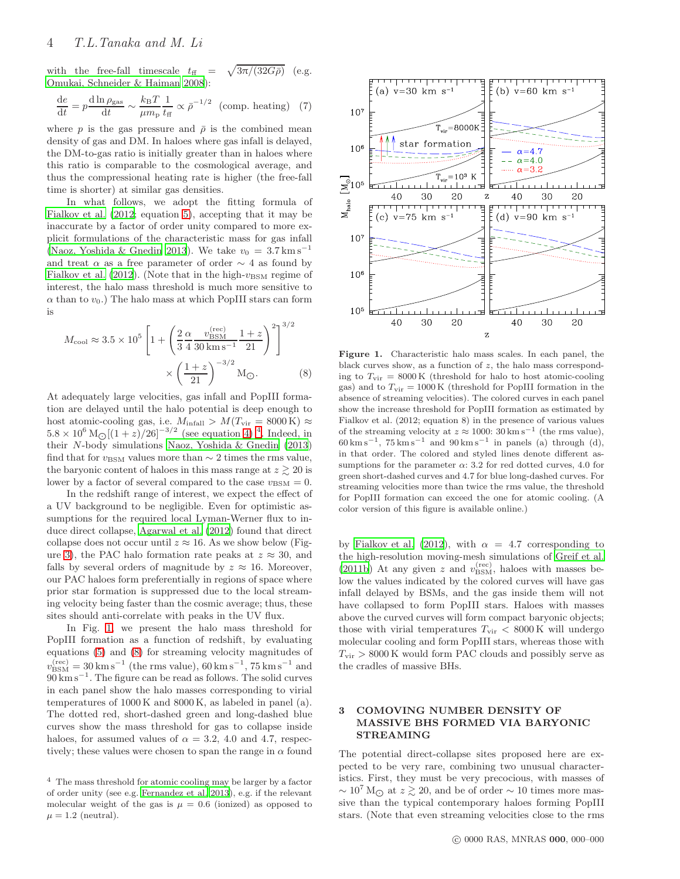with the free-fall timescale $t_{\rm ff} = \sqrt{3\pi/(32G\bar{\rho})}$ (e.g. Omukai, Schneider & Haiman 2008):

$$\frac{{\rm d}e}{{\rm d}t} = p\frac{{\rm d}\ln\rho_{\rm gas}}{{\rm d}t} \sim \frac{k_{\rm B}T}{\mu m_{\rm p}}\frac{1}{t_{\rm ff}} \propto \bar{\rho}^{-1/2} \quad \text{(comp. heating)} \quad (7)$$

where $p$ is the gas pressure and $\bar{\rho}$ is the combined mean density of gas and DM. In haloes where gas infall is delayed, the DM-to-gas ratio is initially greater than in haloes where this ratio is comparable to the cosmological average, and thus the compressional heating rate is higher (the free-fall time is shorter) at similar gas densities.

In what follows, we adopt the fitting formula of Fialkov et al. (2012; equation 5), accepting that it may be inaccurate by a factor of order unity compared to more explicit formulations of the characteristic mass for gas infall (Naoz, Yoshida & Gnedin 2013). We take $v_0 = 3.7\,{\rm km\,s^{-1}}$ and treat $\alpha$ as a free parameter of order $\sim 4$ as found by Fialkov et al. (2012). (Note that in the high-$v_{\rm BSM}$ regime of interest, the halo mass threshold is much more sensitive to $\alpha$ than to $v_0$.) The halo mass at which PopIII stars can form is

$$M_{\rm cool} \approx 3.5\times10^5\left[1+\left(\frac{2}{3}\frac{\alpha}{4}\frac{v_{\rm BSM}^{\rm (rec)}}{30\,{\rm km\,s^{-1}}}\frac{1+z}{21}\right)^2\right]^{3/2} \times\left(\frac{1+z}{21}\right)^{-3/2}{\rm M_{\odot}}. \quad (8)$$

At adequately large velocities, gas infall and PopIII formation are delayed until the halo potential is deep enough to host atomic-cooling gas, i.e. $M_{\rm infall} > M(T_{\rm vir} = 8000\,{\rm K}) \approx 5.8\times10^6\,{\rm M_{\odot}}[(1+z)/26]^{-3/2}$ (see equation 4) [4]. Indeed, in their $N$-body simulations Naoz, Yoshida & Gnedin (2013) find that for $v_{\rm BSM}$ values more than $\sim 2$ times the rms value, the baryonic content of haloes in this mass range at $z \gtrsim 20$ is lower by a factor of several compared to the case $v_{\rm BSM} = 0$.

In the redshift range of interest, we expect the effect of a UV background to be negligible. Even for optimistic assumptions for the required local Lyman-Werner flux to induce direct collapse, Agarwal et al. (2012) found that direct collapse does not occur until $z \approx 16$. As we show below (Figure 3), the PAC halo formation rate peaks at $z \approx 30$, and falls by several orders of magnitude by $z \approx 16$. Moreover, our PAC haloes form preferentially in regions of space where prior star formation is suppressed due to the local streaming velocity being faster than the cosmic average; thus, these sites should anti-correlate with peaks in the UV flux.

In Fig. 1, we present the halo mass threshold for PopIII formation as a function of redshift, by evaluating equations (5) and (8) for streaming velocity magnitudes of $v_{\rm BSM}^{\rm (rec)} = 30\,{\rm km\,s^{-1}}$ (the rms value), $60\,{\rm km\,s^{-1}}$, $75\,{\rm km\,s^{-1}}$ and $90\,{\rm km\,s^{-1}}$. The figure can be read as follows. The solid curves in each panel show the halo masses corresponding to virial temperatures of 1000 K and 8000 K, as labeled in panel (a). The dotted red, short-dashed green and long-dashed blue curves show the mass threshold for gas to collapse inside haloes, for assumed values of $\alpha = 3.2$, 4.0 and 4.7, respectively; these values were chosen to span the range in $\alpha$ found by Fialkov et al. (2012), with $\alpha = 4.7$ corresponding to the high-resolution moving-mesh simulations of Greif et al. (2011b) At any given $z$ and $v_{\rm BSM}^{\rm (rec)}$, haloes with masses below the values indicated by the colored curves will have gas infall delayed by BSMs, and the gas inside them will not have collapsed to form PopIII stars. Haloes with masses above the curved curves will form compact baryonic objects; those with virial temperatures $T_{\rm vir} < 8000\,{\rm K}$ will undergo molecular cooling and form PopIII stars, whereas those with $T_{\rm vir} > 8000\,{\rm K}$ would form PAC clouds and possibly serve as the cradles of massive BHs.

**Figure 1.** Characteristic halo mass scales. In each panel, the black curves show, as a function of $z$, the halo mass corresponding to $T_{\rm vir} = 8000\,{\rm K}$ (threshold for halo to host atomic-cooling gas) and to $T_{\rm vir} = 1000\,{\rm K}$ (threshold for PopIII formation in the absence of streaming velocities). The colored curves in each panel show the increase threshold for PopIII formation as estimated by Fialkov et al. (2012; equation 8) in the presence of various values of the streaming velocity at $z \approx 1000$: $30\,{\rm km\,s^{-1}}$ (the rms value), $60\,{\rm km\,s^{-1}}$, $75\,{\rm km\,s^{-1}}$ and $90\,{\rm km\,s^{-1}}$ in panels (a) through (d), in that order. The colored and styled lines denote different assumptions for the parameter $\alpha$: 3.2 for red dotted curves, 4.0 for green short-dashed curves and 4.7 for blue long-dashed curves. For streaming velocities more than twice the rms value, the threshold for PopIII formation can exceed the one for atomic cooling. (A color version of this figure is available online.)

## 3 COMOVING NUMBER DENSITY OF MASSIVE BHS FORMED VIA BARYONIC STREAMING

The potential direct-collapse sites proposed here are expected to be very rare, combining two unusual characteristics. First, they must be very precocious, with masses of $\sim 10^7\,{\rm M_{\odot}}$ at $z \gtrsim 20$, and be of order $\sim 10$ times more massive than the typical contemporary haloes forming PopIII stars. (Note that even streaming velocities close to the rms

[4] The mass threshold for atomic cooling may be larger by a factor of order unity (see e.g. Fernandez et al. 2013), e.g. if the relevant molecular weight of the gas is $\mu = 0.6$ (ionized) as opposed to $\mu = 1.2$ (neutral).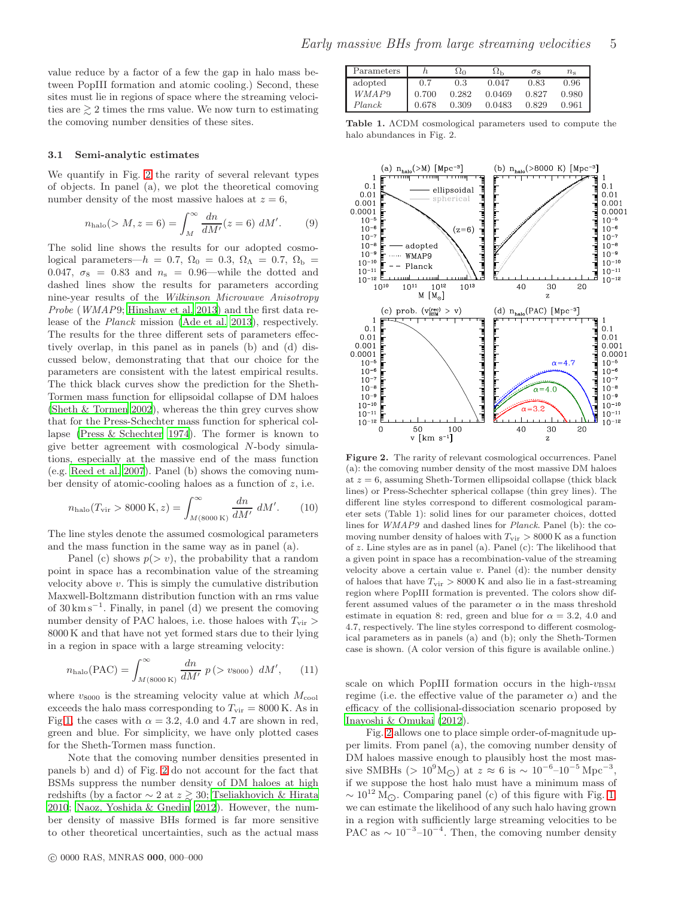value reduce by a factor of a few the gap in halo mass between PopIII formation and atomic cooling.) Second, these sites must lie in regions of space where the streaming velocities are $\gtrsim 2$ times the rms value. We now turn to estimating the comoving number densities of these sites.

### 3.1 Semi-analytic estimates

We quantify in Fig. 2 the rarity of several relevant types of objects. In panel (a), we plot the theoretical comoving number density of the most massive haloes at $z = 6$,

$$n_{\rm halo}(> M, z = 6) = \int_M^\infty \frac{dn}{dM'}(z = 6)\; dM'. \qquad (9)$$

The solid line shows the results for our adopted cosmological parameters—$h = 0.7$, $\Omega_0 = 0.3$, $\Omega_\Lambda = 0.7$, $\Omega_{\rm b} = 0.047$, $\sigma_8 = 0.83$ and $n_{\rm s} = 0.96$—while the dotted and dashed lines show the results for parameters according nine-year results of the *Wilkinson Microwave Anisotropy Probe* (*WMAP9*; Hinshaw et al. 2013) and the first data release of the *Planck* mission (Ade et al. 2013), respectively. The results for the three different sets of parameters effectively overlap, in this panel as in panels (b) and (d) discussed below, demonstrating that that our choice for the parameters are consistent with the latest empirical results. The thick black curves show the prediction for the Sheth-Tormen mass function for ellipsoidal collapse of DM haloes (Sheth & Tormen 2002), whereas the thin grey curves show that for the Press-Schechter mass function for spherical collapse (Press & Schechter 1974). The former is known to give better agreement with cosmological $N$-body simulations, especially at the massive end of the mass function (e.g. Reed et al. 2007). Panel (b) shows the comoving number density of atomic-cooling haloes as a function of $z$, i.e.

$$n_{\rm halo}(T_{\rm vir} > 8000\,{\rm K}, z) = \int_{M(8000\,{\rm K})}^\infty \frac{dn}{dM'}\; dM'. \qquad (10)$$

The line styles denote the assumed cosmological parameters and the mass function in the same way as in panel (a).

Panel (c) shows $p(> v)$, the probability that a random point in space has a recombination value of the streaming velocity above $v$. This is simply the cumulative distribution Maxwell-Boltzmann distribution function with an rms value of $30\,{\rm km\,s^{-1}}$. Finally, in panel (d) we present the comoving number density of PAC haloes, i.e. those haloes with $T_{\rm vir} > 8000\,{\rm K}$ and that have not yet formed stars due to their lying in a region in space with a large streaming velocity:

$$n_{\rm halo}({\rm PAC}) = \int_{M(8000\,{\rm K})}^\infty \frac{dn}{dM'}\; p\,(> v_{8000})\; dM', \qquad (11)$$

where $v_{8000}$ is the streaming velocity value at which $M_{\rm cool}$ exceeds the halo mass corresponding to $T_{\rm vir} = 8000\,{\rm K}$. As in Fig 1, the cases with $\alpha = 3.2$, 4.0 and 4.7 are shown in red, green and blue. For simplicity, we have only plotted cases for the Sheth-Tormen mass function.

Note that the comoving number densities presented in panels b) and d) of Fig. 2 do not account for the fact that BSMs suppress the number density of DM haloes at high redshifts (by a factor $\sim 2$ at $z \gtrsim 30$; Tseliakhovich & Hirata 2010; Naoz, Yoshida & Gnedin 2012). However, the number density of massive BHs formed is far more sensitive to other theoretical uncertainties, such as the actual mass scale on which PopIII formation occurs in the high-$v_{\rm BSM}$ regime (i.e. the effective value of the parameter $\alpha$) and the efficacy of the collisional-dissociation scenario proposed by Inayoshi & Omukai (2012).

| Parameters | $h$ | $\Omega_0$ | $\Omega_{\rm b}$ | $\sigma_8$ | $n_{\rm s}$ |
|---|---|---|---|---|---|
| adopted | 0.7 | 0.3 | 0.047 | 0.83 | 0.96 |
| *WMAP9* | 0.700 | 0.282 | 0.0469 | 0.827 | 0.980 |
| *Planck* | 0.678 | 0.309 | 0.0483 | 0.829 | 0.961 |

**Table 1.** ΛCDM cosmological parameters used to compute the halo abundances in Fig. 2.

**Figure 2.** The rarity of relevant cosmological occurrences. Panel (a): the comoving number density of the most massive DM haloes at $z = 6$, assuming Sheth-Tormen ellipsoidal collapse (thick black lines) or Press-Schechter spherical collapse (thin grey lines). The different line styles correspond to different cosmological parameter sets (Table 1): solid lines for our parameter choices, dotted lines for *WMAP9* and dashed lines for *Planck*. Panel (b): the comoving number density of haloes with $T_{\rm vir} > 8000\,{\rm K}$ as a function of $z$. Line styles are as in panel (a). Panel (c): The likelihood that a given point in space has a recombination-value of the streaming velocity above a certain value $v$. Panel (d): the number density of haloes that have $T_{\rm vir} > 8000\,{\rm K}$ and also lie in a fast-streaming region where PopIII formation is prevented. The colors show different assumed values of the parameter $\alpha$ in the mass threshold estimate in equation 8: red, green and blue for $\alpha = 3.2$, 4.0 and 4.7, respectively. The line styles correspond to different cosmological parameters as in panels (a) and (b); only the Sheth-Tormen case is shown. (A color version of this figure is available online.)

Fig. 2 allows one to place simple order-of-magnitude upper limits. From panel (a), the comoving number density of DM haloes massive enough to plausibly host the most massive SMBHs ($> 10^9\,{\rm M_\odot}$) at $z \approx 6$ is $\sim 10^{-6}$–$10^{-5}\,{\rm Mpc^{-3}}$, if we suppose the host halo must have a minimum mass of $\sim 10^{12}\,{\rm M_\odot}$. Comparing panel (c) of this figure with Fig. 1 we can estimate the likelihood of any such halo having grown in a region with sufficiently large streaming velocities to be PAC as $\sim 10^{-3}$–$10^{-4}$. Then, the comoving number density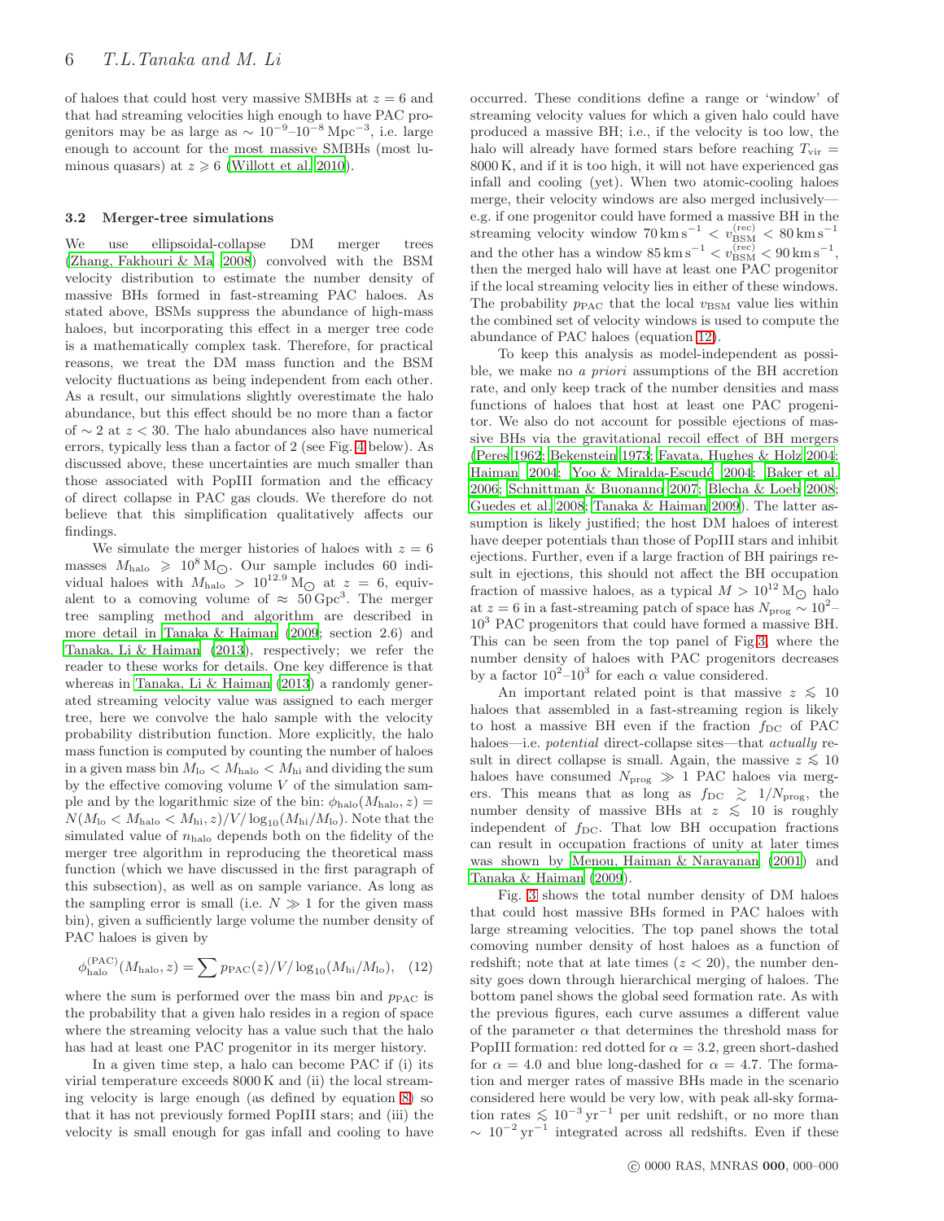of haloes that could host very massive SMBHs at $z = 6$ and that had streaming velocities high enough to have PAC progenitors may be as large as $\sim 10^{-9}$–$10^{-8}\,\mathrm{Mpc}^{-3}$, i.e. large enough to account for the most massive SMBHs (most luminous quasars) at $z \geqslant 6$ (Willott et al. 2010).

### 3.2 Merger-tree simulations

We use ellipsoidal-collapse DM merger trees (Zhang, Fakhouri & Ma 2008) convolved with the BSM velocity distribution to estimate the number density of massive BHs formed in fast-streaming PAC haloes. As stated above, BSMs suppress the abundance of high-mass haloes, but incorporating this effect in a merger tree code is a mathematically complex task. Therefore, for practical reasons, we treat the DM mass function and the BSM velocity fluctuations as being independent from each other. As a result, our simulations slightly overestimate the halo abundance, but this effect should be no more than a factor of $\sim 2$ at $z < 30$. The halo abundances also have numerical errors, typically less than a factor of 2 (see Fig. 4 below). As discussed above, these uncertainties are much smaller than those associated with PopIII formation and the efficacy of direct collapse in PAC gas clouds. We therefore do not believe that this simplification qualitatively affects our findings.

We simulate the merger histories of haloes with $z = 6$ masses $M_{\mathrm{halo}} \geqslant 10^{8}\,\mathrm{M}_{\odot}$. Our sample includes 60 individual haloes with $M_{\mathrm{halo}} > 10^{12.9}\,\mathrm{M}_{\odot}$ at $z = 6$, equivalent to a comoving volume of $\approx 50\,\mathrm{Gpc}^{3}$. The merger tree sampling method and algorithm are described in more detail in Tanaka & Haiman (2009; section 2.6) and Tanaka, Li & Haiman (2013), respectively; we refer the reader to these works for details. One key difference is that whereas in Tanaka, Li & Haiman (2013) a randomly generated streaming velocity value was assigned to each merger tree, here we convolve the halo sample with the velocity probability distribution function. More explicitly, the halo mass function is computed by counting the number of haloes in a given mass bin $M_{\mathrm{lo}} < M_{\mathrm{halo}} < M_{\mathrm{hi}}$ and dividing the sum by the effective comoving volume $V$ of the simulation sample and by the logarithmic size of the bin: $\phi_{\mathrm{halo}}(M_{\mathrm{halo}}, z) = N(M_{\mathrm{lo}} < M_{\mathrm{halo}} < M_{\mathrm{hi}}, z)/V/\log_{10}(M_{\mathrm{hi}}/M_{\mathrm{lo}})$. Note that the simulated value of $n_{\mathrm{halo}}$ depends both on the fidelity of the merger tree algorithm in reproducing the theoretical mass function (which we have discussed in the first paragraph of this subsection), as well as on sample variance. As long as the sampling error is small (i.e. $N \gg 1$ for the given mass bin), given a sufficiently large volume the number density of PAC haloes is given by

$$\phi_{\mathrm{halo}}^{(\mathrm{PAC})}(M_{\mathrm{halo}}, z) = \sum p_{\mathrm{PAC}}(z)/V/\log_{10}(M_{\mathrm{hi}}/M_{\mathrm{lo}}), \quad (12)$$

where the sum is performed over the mass bin and $p_{\mathrm{PAC}}$ is the probability that a given halo resides in a region of space where the streaming velocity has a value such that the halo has had at least one PAC progenitor in its merger history.

In a given time step, a halo can become PAC if (i) its virial temperature exceeds 8000 K and (ii) the local streaming velocity is large enough (as defined by equation 8) so that it has not previously formed PopIII stars; and (iii) the velocity is small enough for gas infall and cooling to have occurred. These conditions define a range or 'window' of streaming velocity values for which a given halo could have produced a massive BH; i.e., if the velocity is too low, the halo will already have formed stars before reaching $T_{\mathrm{vir}} = 8000\,\mathrm{K}$, and if it is too high, it will not have experienced gas infall and cooling (yet). When two atomic-cooling haloes merge, their velocity windows are also merged inclusively—e.g. if one progenitor could have formed a massive BH in the streaming velocity window $70\,\mathrm{km\,s}^{-1} < v_{\mathrm{BSM}}^{(\mathrm{rec})} < 80\,\mathrm{km\,s}^{-1}$ and the other has a window $85\,\mathrm{km\,s}^{-1} < v_{\mathrm{BSM}}^{(\mathrm{rec})} < 90\,\mathrm{km\,s}^{-1}$, then the merged halo will have at least one PAC progenitor if the local streaming velocity lies in either of these windows. The probability $p_{\mathrm{PAC}}$ that the local $v_{\mathrm{BSM}}$ value lies within the combined set of velocity windows is used to compute the abundance of PAC haloes (equation 12).

To keep this analysis as model-independent as possible, we make no *a priori* assumptions of the BH accretion rate, and only keep track of the number densities and mass functions of haloes that host at least one PAC progenitor. We also do not account for possible ejections of massive BHs via the gravitational recoil effect of BH mergers (Peres 1962; Bekenstein 1973; Favata, Hughes & Holz 2004; Haiman 2004; Yoo & Miralda-Escudé 2004; Baker et al. 2006; Schnittman & Buonanno 2007; Blecha & Loeb 2008; Guedes et al. 2008; Tanaka & Haiman 2009). The latter assumption is likely justified; the host DM haloes of interest have deeper potentials than those of PopIII stars and inhibit ejections. Further, even if a large fraction of BH pairings result in ejections, this should not affect the BH occupation fraction of massive haloes, as a typical $M > 10^{12}\,\mathrm{M}_{\odot}$ halo at $z = 6$ in a fast-streaming patch of space has $N_{\mathrm{prog}} \sim 10^{2}$–$10^{3}$ PAC progenitors that could have formed a massive BH. This can be seen from the top panel of Fig 3, where the number density of haloes with PAC progenitors decreases by a factor $10^{2}$–$10^{3}$ for each $\alpha$ value considered.

An important related point is that massive $z \lesssim 10$ haloes that assembled in a fast-streaming region is likely to host a massive BH even if the fraction $f_{\mathrm{DC}}$ of PAC haloes—i.e. *potential* direct-collapse sites—that *actually* result in direct collapse is small. Again, the massive $z \lesssim 10$ haloes have consumed $N_{\mathrm{prog}} \gg 1$ PAC haloes via mergers. This means that as long as $f_{\mathrm{DC}} \gtrsim 1/N_{\mathrm{prog}}$, the number density of massive BHs at $z \lesssim 10$ is roughly independent of $f_{\mathrm{DC}}$. That low BH occupation fractions can result in occupation fractions of unity at later times was shown by Menou, Haiman & Narayanan (2001) and Tanaka & Haiman (2009).

Fig. 3 shows the total number density of DM haloes that could host massive BHs formed in PAC haloes with large streaming velocities. The top panel shows the total comoving number density of host haloes as a function of redshift; note that at late times ($z < 20$), the number density goes down through hierarchical merging of haloes. The bottom panel shows the global seed formation rate. As with the previous figures, each curve assumes a different value of the parameter $\alpha$ that determines the threshold mass for PopIII formation: red dotted for $\alpha = 3.2$, green short-dashed for $\alpha = 4.0$ and blue long-dashed for $\alpha = 4.7$. The formation and merger rates of massive BHs made in the scenario considered here would be very low, with peak all-sky formation rates $\lesssim 10^{-3}\,\mathrm{yr}^{-1}$ per unit redshift, or no more than $\sim 10^{-2}\,\mathrm{yr}^{-1}$ integrated across all redshifts. Even if these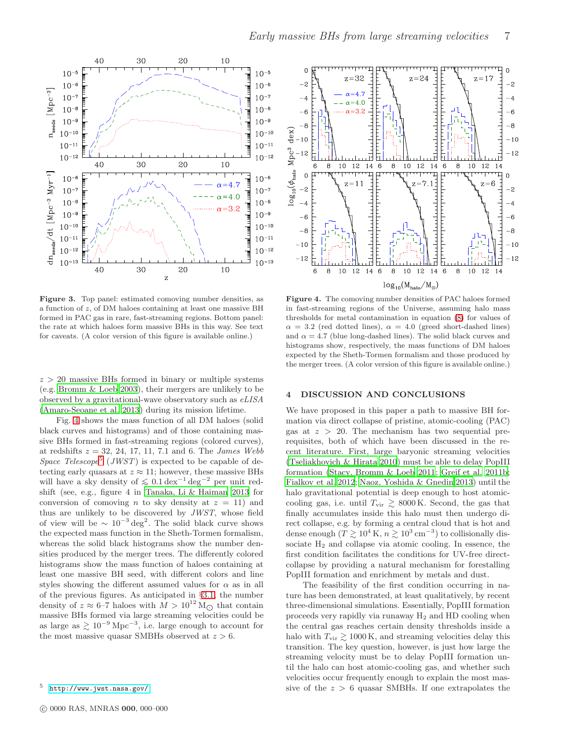**Figure 3.** Top panel: estimated comoving number densities, as a function of $z$, of DM haloes containing at least one massive BH formed in PAC gas in rare, fast-streaming regions. Bottom panel: the rate at which haloes form massive BHs in this way. See text for caveats. (A color version of this figure is available online.)

**Figure 4.** The comoving number densities of PAC haloes formed in fast-streaming regions of the Universe, assuming halo mass thresholds for metal contamination in equation (8) for values of $\alpha = 3.2$ (red dotted lines), $\alpha = 4.0$ (greed short-dashed lines) and $\alpha = 4.7$ (blue long-dashed lines). The solid black curves and histograms show, respectively, the mass functions of DM haloes expected by the Sheth-Tormen formalism and those produced by the merger trees. (A color version of this figure is available online.)

$z > 20$ massive BHs formed in binary or multiple systems (e.g. Bromm & Loeb 2003), their mergers are unlikely to be observed by a gravitational-wave observatory such as *eLISA* (Amaro-Seoane et al. 2013) during its mission lifetime.

Fig. 4 shows the mass function of all DM haloes (solid black curves and histograms) and of those containing massive BHs formed in fast-streaming regions (colored curves), at redshifts $z = 32$, 24, 17, 11, 7.1 and 6. The *James Webb Space Telescope*[5] (*JWST*) is expected to be capable of detecting early quasars at $z \approx 11$; however, these massive BHs will have a sky density of $\lesssim 0.1\,\mathrm{dex}^{-1}\,\mathrm{deg}^{-2}$ per unit redshift (see, e.g., figure 4 in Tanaka, Li & Haiman 2013 for conversion of comoving $n$ to sky density at $z = 11$) and thus are unlikely to be discovered by *JWST*, whose field of view will be $\sim 10^{-3}\,\mathrm{deg}^2$. The solid black curve shows the expected mass function in the Sheth-Tormen formalism, whereas the solid black histograms show the number densities produced by the merger trees. The differently colored histograms show the mass function of haloes containing at least one massive BH seed, with different colors and line styles showing the different assumed values for $\alpha$ as in all of the previous figures. As anticipated in §3.1, the number density of $z \approx 6$–7 haloes with $M > 10^{12}\,\mathrm{M}_\odot$ that contain massive BHs formed via large streaming velocities could be as large as $\gtrsim 10^{-9}\,\mathrm{Mpc}^{-3}$, i.e. large enough to account for the most massive quasar SMBHs observed at $z > 6$.

[5] http://www.jwst.nasa.gov/

## 4 DISCUSSION AND CONCLUSIONS

We have proposed in this paper a path to massive BH formation via direct collapse of pristine, atomic-cooling (PAC) gas at $z > 20$. The mechanism has two sequential prerequisites, both of which have been discussed in the recent literature. First, large baryonic streaming velocities (Tseliakhovich & Hirata 2010) must be able to delay PopIII formation (Stacy, Bromm & Loeb 2011; Greif et al. 2011b; Fialkov et al. 2012; Naoz, Yoshida & Gnedin 2013) until the halo gravitational potential is deep enough to host atomic-cooling gas, i.e. until $T_{\mathrm{vir}} \gtrsim 8000\,\mathrm{K}$. Second, the gas that finally accumulates inside this halo must then undergo direct collapse, e.g. by forming a central cloud that is hot and dense enough ($T \gtrsim 10^4\,\mathrm{K}$, $n \gtrsim 10^3\,\mathrm{cm}^{-3}$) to collisionally dissociate $H_2$ and collapse via atomic cooling. In essence, the first condition facilitates the conditions for UV-free direct-collapse by providing a natural mechanism for forestalling PopIII formation and enrichment by metals and dust.

The feasibility of the first condition occurring in nature has been demonstrated, at least qualitatively, by recent three-dimensional simulations. Essentially, PopIII formation proceeds very rapidly via runaway $H_2$ and HD cooling when the central gas reaches certain density thresholds inside a halo with $T_{\mathrm{vir}} \gtrsim 1000\,\mathrm{K}$, and streaming velocities delay this transition. The key question, however, is just how large the streaming velocity must be to delay PopIII formation until the halo can host atomic-cooling gas, and whether such velocities occur frequently enough to explain the most massive of the $z > 6$ quasar SMBHs. If one extrapolates the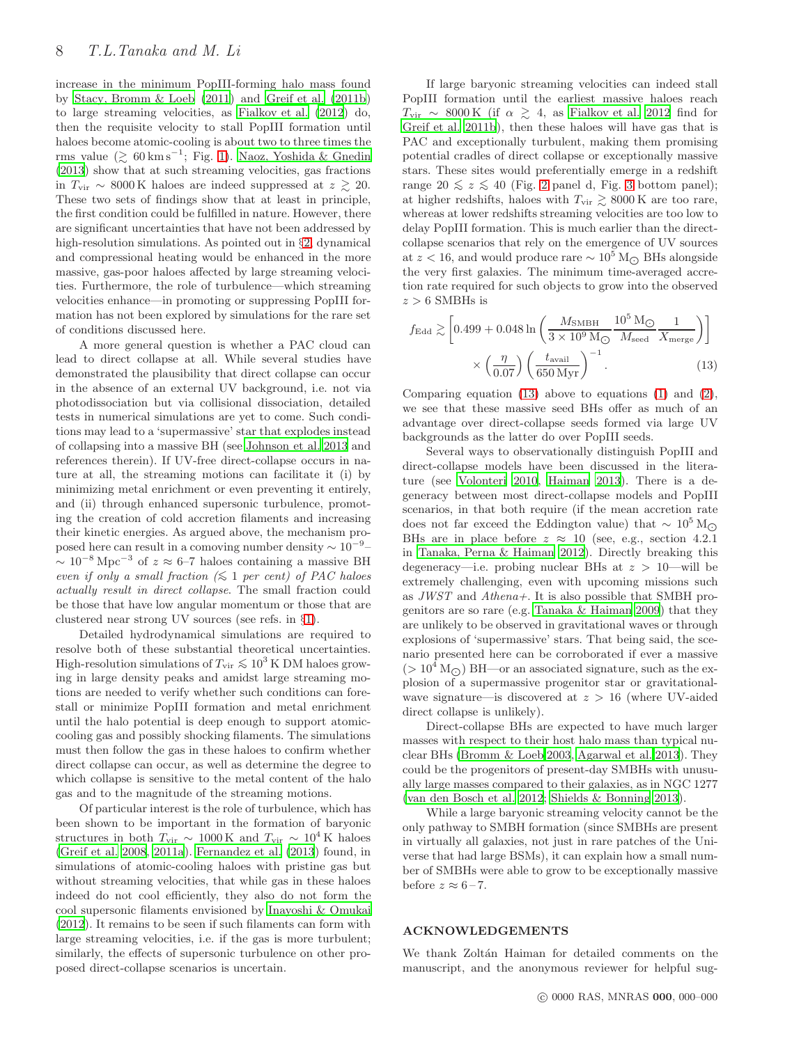increase in the minimum PopIII-forming halo mass found by Stacy, Bromm & Loeb (2011) and Greif et al. (2011b) to large streaming velocities, as Fialkov et al. (2012) do, then the requisite velocity to stall PopIII formation until haloes become atomic-cooling is about two to three times the rms value ($\gtrsim 60\,\mathrm{km\,s^{-1}}$; Fig. 1). Naoz, Yoshida & Gnedin (2013) show that at such streaming velocities, gas fractions in $T_{\rm vir} \sim 8000\,\mathrm{K}$ haloes are indeed suppressed at $z \gtrsim 20$. These two sets of findings show that at least in principle, the first condition could be fulfilled in nature. However, there are significant uncertainties that have not been addressed by high-resolution simulations. As pointed out in §2, dynamical and compressional heating would be enhanced in the more massive, gas-poor haloes affected by large streaming velocities. Furthermore, the role of turbulence—which streaming velocities enhance—in promoting or suppressing PopIII formation has not been explored by simulations for the rare set of conditions discussed here.

A more general question is whether a PAC cloud can lead to direct collapse at all. While several studies have demonstrated the plausibility that direct collapse can occur in the absence of an external UV background, i.e. not via photodissociation but via collisional dissociation, detailed tests in numerical simulations are yet to come. Such conditions may lead to a 'supermassive' star that explodes instead of collapsing into a massive BH (see Johnson et al. 2013 and references therein). If UV-free direct-collapse occurs in nature at all, the streaming motions can facilitate it (i) by minimizing metal enrichment or even preventing it entirely, and (ii) through enhanced supersonic turbulence, promoting the creation of cold accretion filaments and increasing their kinetic energies. As argued above, the mechanism proposed here can result in a comoving number density $\sim 10^{-9}$–$\sim 10^{-8}\,\mathrm{Mpc^{-3}}$ of $z \approx$ 6–7 haloes containing a massive BH *even if only a small fraction ($\lesssim 1$ per cent) of PAC haloes actually result in direct collapse.* The small fraction could be those that have low angular momentum or those that are clustered near strong UV sources (see refs. in §1).

Detailed hydrodynamical simulations are required to resolve both of these substantial theoretical uncertainties. High-resolution simulations of $T_{\rm vir} \lesssim 10^3\,\mathrm{K}$ DM haloes growing in large density peaks and amidst large streaming motions are needed to verify whether such conditions can forestall or minimize PopIII formation and metal enrichment until the halo potential is deep enough to support atomic-cooling gas and possibly shocking filaments. The simulations must then follow the gas in these haloes to confirm whether direct collapse can occur, as well as determine the degree to which collapse is sensitive to the metal content of the halo gas and to the magnitude of the streaming motions.

Of particular interest is the role of turbulence, which has been shown to be important in the formation of baryonic structures in both $T_{\rm vir} \sim 1000\,\mathrm{K}$ and $T_{\rm vir} \sim 10^4\,\mathrm{K}$ haloes (Greif et al. 2008, 2011a). Fernandez et al. (2013) found, in simulations of atomic-cooling haloes with pristine gas but without streaming velocities, that while gas in these haloes indeed do not cool efficiently, they also do not form the cool supersonic filaments envisioned by Inayoshi & Omukai (2012). It remains to be seen if such filaments can form with large streaming velocities, i.e. if the gas is more turbulent; similarly, the effects of supersonic turbulence on other proposed direct-collapse scenarios is uncertain.

If large baryonic streaming velocities can indeed stall PopIII formation until the earliest massive haloes reach $T_{\rm vir} \sim 8000\,\mathrm{K}$ (if $\alpha \gtrsim 4$, as Fialkov et al. 2012 find for Greif et al. 2011b), then these haloes will have gas that is PAC and exceptionally turbulent, making them promising potential cradles of direct collapse or exceptionally massive stars. These sites would preferentially emerge in a redshift range $20 \lesssim z \lesssim 40$ (Fig. 2 panel d, Fig. 3 bottom panel); at higher redshifts, haloes with $T_{\rm vir} \gtrsim 8000\,\mathrm{K}$ are too rare, whereas at lower redshifts streaming velocities are too low to delay PopIII formation. This is much earlier than the direct-collapse scenarios that rely on the emergence of UV sources at $z < 16$, and would produce rare $\sim 10^5\,\mathrm{M_\odot}$ BHs alongside the very first galaxies. The minimum time-averaged accretion rate required for such objects to grow into the observed $z > 6$ SMBHs is

$$f_{\rm Edd} \gtrsim \left[0.499 + 0.048 \ln\left(\frac{M_{\rm SMBH}}{3\times10^9\,\mathrm{M_\odot}}\frac{10^5\,\mathrm{M_\odot}}{M_{\rm seed}}\frac{1}{X_{\rm merge}}\right)\right] \times \left(\frac{\eta}{0.07}\right)\left(\frac{t_{\rm avail}}{650\,\mathrm{Myr}}\right)^{-1}. \quad (13)$$

Comparing equation (13) above to equations (1) and (2), we see that these massive seed BHs offer as much of an advantage over direct-collapse seeds formed via large UV backgrounds as the latter do over PopIII seeds.

Several ways to observationally distinguish PopIII and direct-collapse models have been discussed in the literature (see Volonteri 2010, Haiman 2013). There is a degeneracy between most direct-collapse models and PopIII scenarios, in that both require (if the mean accretion rate does not far exceed the Eddington value) that $\sim 10^5\,\mathrm{M_\odot}$ BHs are in place before $z \approx 10$ (see, e.g., section 4.2.1 in Tanaka, Perna & Haiman 2012). Directly breaking this degeneracy—i.e. probing nuclear BHs at $z > 10$—will be extremely challenging, even with upcoming missions such as *JWST* and *Athena+*. It is also possible that SMBH progenitors are so rare (e.g. Tanaka & Haiman 2009) that they are unlikely to be observed in gravitational waves or through explosions of 'supermassive' stars. That being said, the scenario presented here can be corroborated if ever a massive ($> 10^4\,\mathrm{M_\odot}$) BH—or an associated signature, such as the explosion of a supermassive progenitor star or gravitational-wave signature—is discovered at $z > 16$ (where UV-aided direct collapse is unlikely).

Direct-collapse BHs are expected to have much larger masses with respect to their host halo mass than typical nuclear BHs (Bromm & Loeb 2003, Agarwal et al. 2013). They could be the progenitors of present-day SMBHs with unusually large masses compared to their galaxies, as in NGC 1277 (van den Bosch et al. 2012; Shields & Bonning 2013).

While a large baryonic streaming velocity cannot be the only pathway to SMBH formation (since SMBHs are present in virtually all galaxies, not just in rare patches of the Universe that had large BSMs), it can explain how a small number of SMBHs were able to grow to be exceptionally massive before $z \approx 6-7$.

## ACKNOWLEDGEMENTS

We thank Zoltán Haiman for detailed comments on the manuscript, and the anonymous reviewer for helpful sug-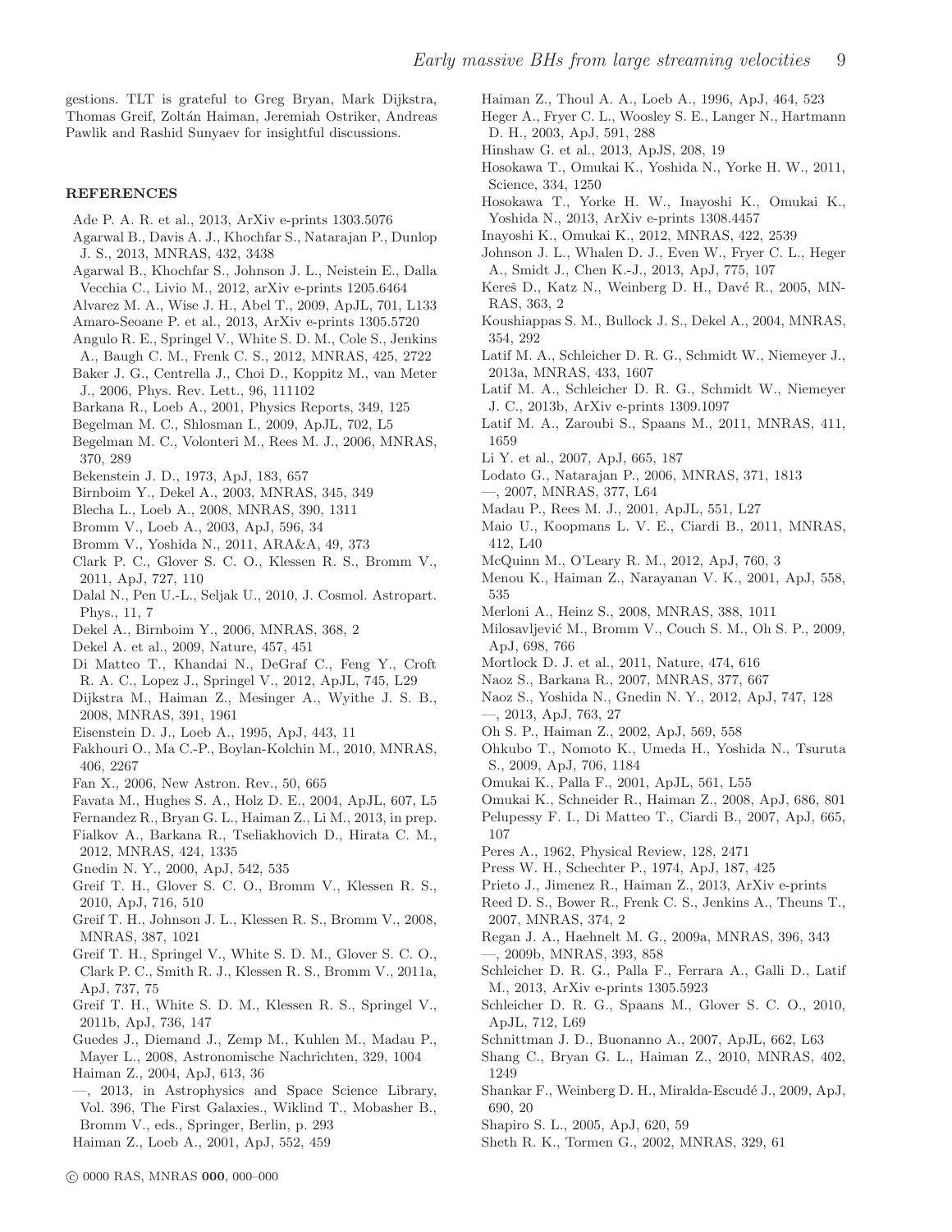gestions. TLT is grateful to Greg Bryan, Mark Dijkstra, Thomas Greif, Zoltán Haiman, Jeremiah Ostriker, Andreas Pawlik and Rashid Sunyaev for insightful discussions.

## REFERENCES

Ade P. A. R. et al., 2013, ArXiv e-prints 1303.5076
Agarwal B., Davis A. J., Khochfar S., Natarajan P., Dunlop J. S., 2013, MNRAS, 432, 3438
Agarwal B., Khochfar S., Johnson J. L., Neistein E., Dalla Vecchia C., Livio M., 2012, arXiv e-prints 1205.6464
Alvarez M. A., Wise J. H., Abel T., 2009, ApJL, 701, L133
Amaro-Seoane P. et al., 2013, ArXiv e-prints 1305.5720
Angulo R. E., Springel V., White S. D. M., Cole S., Jenkins A., Baugh C. M., Frenk C. S., 2012, MNRAS, 425, 2722
Baker J. G., Centrella J., Choi D., Koppitz M., van Meter J., 2006, Phys. Rev. Lett., 96, 111102
Barkana R., Loeb A., 2001, Physics Reports, 349, 125
Begelman M. C., Shlosman I., 2009, ApJL, 702, L5
Begelman M. C., Volonteri M., Rees M. J., 2006, MNRAS, 370, 289
Bekenstein J. D., 1973, ApJ, 183, 657
Birnboim Y., Dekel A., 2003, MNRAS, 345, 349
Blecha L., Loeb A., 2008, MNRAS, 390, 1311
Bromm V., Loeb A., 2003, ApJ, 596, 34
Bromm V., Yoshida N., 2011, ARA&A, 49, 373
Clark P. C., Glover S. C. O., Klessen R. S., Bromm V., 2011, ApJ, 727, 110
Dalal N., Pen U.-L., Seljak U., 2010, J. Cosmol. Astropart. Phys., 11, 7
Dekel A., Birnboim Y., 2006, MNRAS, 368, 2
Dekel A. et al., 2009, Nature, 457, 451
Di Matteo T., Khandai N., DeGraf C., Feng Y., Croft R. A. C., Lopez J., Springel V., 2012, ApJL, 745, L29
Dijkstra M., Haiman Z., Mesinger A., Wyithe J. S. B., 2008, MNRAS, 391, 1961
Eisenstein D. J., Loeb A., 1995, ApJ, 443, 11
Fakhouri O., Ma C.-P., Boylan-Kolchin M., 2010, MNRAS, 406, 2267
Fan X., 2006, New Astron. Rev., 50, 665
Favata M., Hughes S. A., Holz D. E., 2004, ApJL, 607, L5
Fernandez R., Bryan G. L., Haiman Z., Li M., 2013, in prep.
Fialkov A., Barkana R., Tseliakhovich D., Hirata C. M., 2012, MNRAS, 424, 1335
Gnedin N. Y., 2000, ApJ, 542, 535
Greif T. H., Glover S. C. O., Bromm V., Klessen R. S., 2010, ApJ, 716, 510
Greif T. H., Johnson J. L., Klessen R. S., Bromm V., 2008, MNRAS, 387, 1021
Greif T. H., Springel V., White S. D. M., Glover S. C. O., Clark P. C., Smith R. J., Klessen R. S., Bromm V., 2011a, ApJ, 737, 75
Greif T. H., White S. D. M., Klessen R. S., Springel V., 2011b, ApJ, 736, 147
Guedes J., Diemand J., Zemp M., Kuhlen M., Madau P., Mayer L., 2008, Astronomische Nachrichten, 329, 1004
Haiman Z., 2004, ApJ, 613, 36
—, 2013, in Astrophysics and Space Science Library, Vol. 396, The First Galaxies., Wiklind T., Mobasher B., Bromm V., eds., Springer, Berlin, p. 293
Haiman Z., Loeb A., 2001, ApJ, 552, 459
Haiman Z., Thoul A. A., Loeb A., 1996, ApJ, 464, 523
Heger A., Fryer C. L., Woosley S. E., Langer N., Hartmann D. H., 2003, ApJ, 591, 288
Hinshaw G. et al., 2013, ApJS, 208, 19
Hosokawa T., Omukai K., Yoshida N., Yorke H. W., 2011, Science, 334, 1250
Hosokawa T., Yorke H. W., Inayoshi K., Omukai K., Yoshida N., 2013, ArXiv e-prints 1308.4457
Inayoshi K., Omukai K., 2012, MNRAS, 422, 2539
Johnson J. L., Whalen D. J., Even W., Fryer C. L., Heger A., Smidt J., Chen K.-J., 2013, ApJ, 775, 107
Kereš D., Katz N., Weinberg D. H., Davé R., 2005, MNRAS, 363, 2
Koushiappas S. M., Bullock J. S., Dekel A., 2004, MNRAS, 354, 292
Latif M. A., Schleicher D. R. G., Schmidt W., Niemeyer J., 2013a, MNRAS, 433, 1607
Latif M. A., Schleicher D. R. G., Schmidt W., Niemeyer J. C., 2013b, ArXiv e-prints 1309.1097
Latif M. A., Zaroubi S., Spaans M., 2011, MNRAS, 411, 1659
Li Y. et al., 2007, ApJ, 665, 187
Lodato G., Natarajan P., 2006, MNRAS, 371, 1813
—, 2007, MNRAS, 377, L64
Madau P., Rees M. J., 2001, ApJL, 551, L27
Maio U., Koopmans L. V. E., Ciardi B., 2011, MNRAS, 412, L40
McQuinn M., O'Leary R. M., 2012, ApJ, 760, 3
Menou K., Haiman Z., Narayanan V. K., 2001, ApJ, 558, 535
Merloni A., Heinz S., 2008, MNRAS, 388, 1011
Milosavljević M., Bromm V., Couch S. M., Oh S. P., 2009, ApJ, 698, 766
Mortlock D. J. et al., 2011, Nature, 474, 616
Naoz S., Barkana R., 2007, MNRAS, 377, 667
Naoz S., Yoshida N., Gnedin N. Y., 2012, ApJ, 747, 128
—, 2013, ApJ, 763, 27
Oh S. P., Haiman Z., 2002, ApJ, 569, 558
Ohkubo T., Nomoto K., Umeda H., Yoshida N., Tsuruta S., 2009, ApJ, 706, 1184
Omukai K., Palla F., 2001, ApJL, 561, L55
Omukai K., Schneider R., Haiman Z., 2008, ApJ, 686, 801
Pelupessy F. I., Di Matteo T., Ciardi B., 2007, ApJ, 665, 107
Peres A., 1962, Physical Review, 128, 2471
Press W. H., Schechter P., 1974, ApJ, 187, 425
Prieto J., Jimenez R., Haiman Z., 2013, ArXiv e-prints
Reed D. S., Bower R., Frenk C. S., Jenkins A., Theuns T., 2007, MNRAS, 374, 2
Regan J. A., Haehnelt M. G., 2009a, MNRAS, 396, 343
—, 2009b, MNRAS, 393, 858
Schleicher D. R. G., Palla F., Ferrara A., Galli D., Latif M., 2013, ArXiv e-prints 1305.5923
Schleicher D. R. G., Spaans M., Glover S. C. O., 2010, ApJL, 712, L69
Schnittman J. D., Buonanno A., 2007, ApJL, 662, L63
Shang C., Bryan G. L., Haiman Z., 2010, MNRAS, 402, 1249
Shankar F., Weinberg D. H., Miralda-Escudé J., 2009, ApJ, 690, 20
Shapiro S. L., 2005, ApJ, 620, 59
Sheth R. K., Tormen G., 2002, MNRAS, 329, 61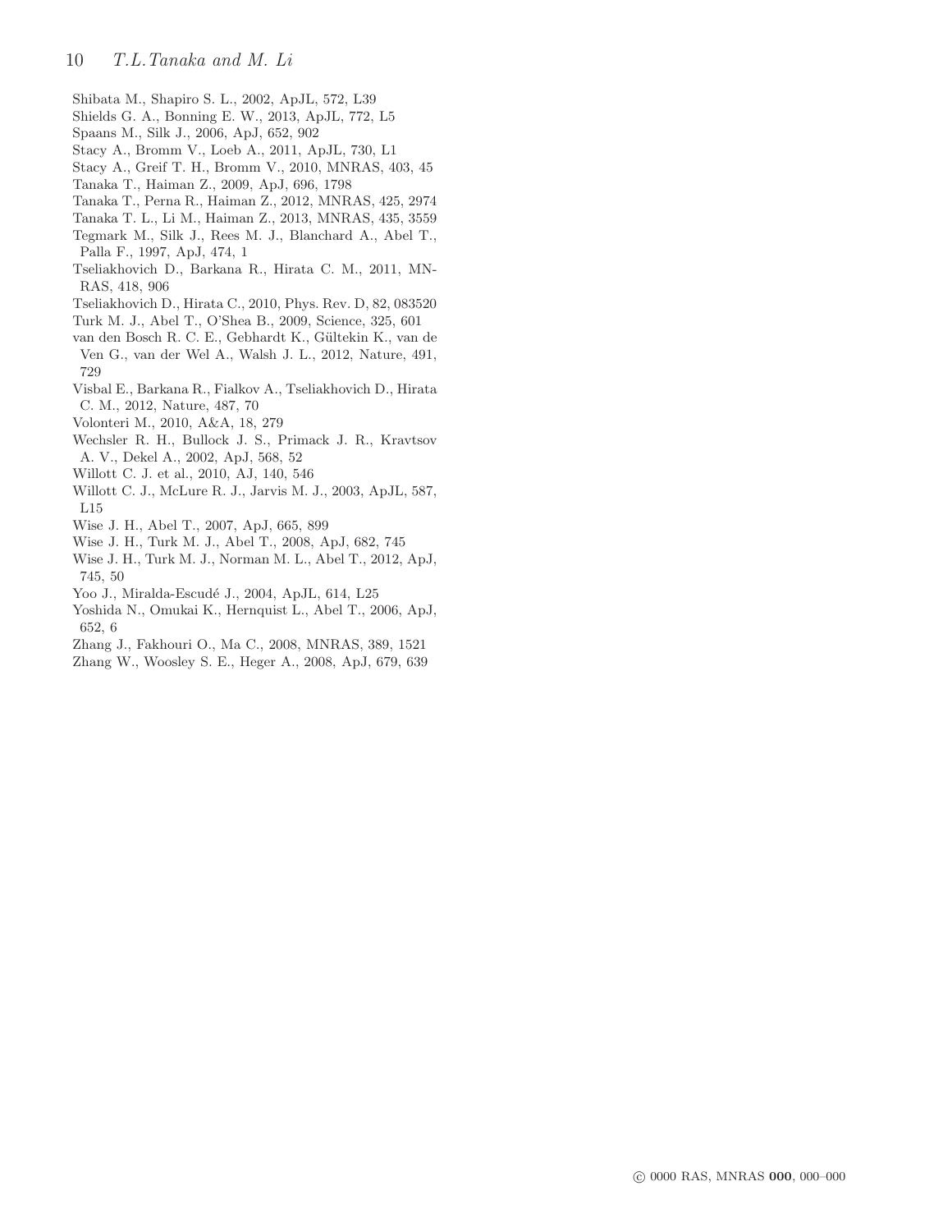Shibata M., Shapiro S. L., 2002, ApJL, 572, L39

Shields G. A., Bonning E. W., 2013, ApJL, 772, L5

Spaans M., Silk J., 2006, ApJ, 652, 902

Stacy A., Bromm V., Loeb A., 2011, ApJL, 730, L1

Stacy A., Greif T. H., Bromm V., 2010, MNRAS, 403, 45

Tanaka T., Haiman Z., 2009, ApJ, 696, 1798

Tanaka T., Perna R., Haiman Z., 2012, MNRAS, 425, 2974

Tanaka T. L., Li M., Haiman Z., 2013, MNRAS, 435, 3559

Tegmark M., Silk J., Rees M. J., Blanchard A., Abel T., Palla F., 1997, ApJ, 474, 1

Tseliakhovich D., Barkana R., Hirata C. M., 2011, MNRAS, 418, 906

Tseliakhovich D., Hirata C., 2010, Phys. Rev. D, 82, 083520

Turk M. J., Abel T., O'Shea B., 2009, Science, 325, 601

van den Bosch R. C. E., Gebhardt K., Gültekin K., van de Ven G., van der Wel A., Walsh J. L., 2012, Nature, 491, 729

Visbal E., Barkana R., Fialkov A., Tseliakhovich D., Hirata C. M., 2012, Nature, 487, 70

Volonteri M., 2010, A&A, 18, 279

Wechsler R. H., Bullock J. S., Primack J. R., Kravtsov A. V., Dekel A., 2002, ApJ, 568, 52

Willott C. J. et al., 2010, AJ, 140, 546

Willott C. J., McLure R. J., Jarvis M. J., 2003, ApJL, 587, L15

Wise J. H., Abel T., 2007, ApJ, 665, 899

Wise J. H., Turk M. J., Abel T., 2008, ApJ, 682, 745

Wise J. H., Turk M. J., Norman M. L., Abel T., 2012, ApJ, 745, 50

Yoo J., Miralda-Escudé J., 2004, ApJL, 614, L25

Yoshida N., Omukai K., Hernquist L., Abel T., 2006, ApJ, 652, 6

Zhang J., Fakhouri O., Ma C., 2008, MNRAS, 389, 1521

Zhang W., Woosley S. E., Heger A., 2008, ApJ, 679, 639